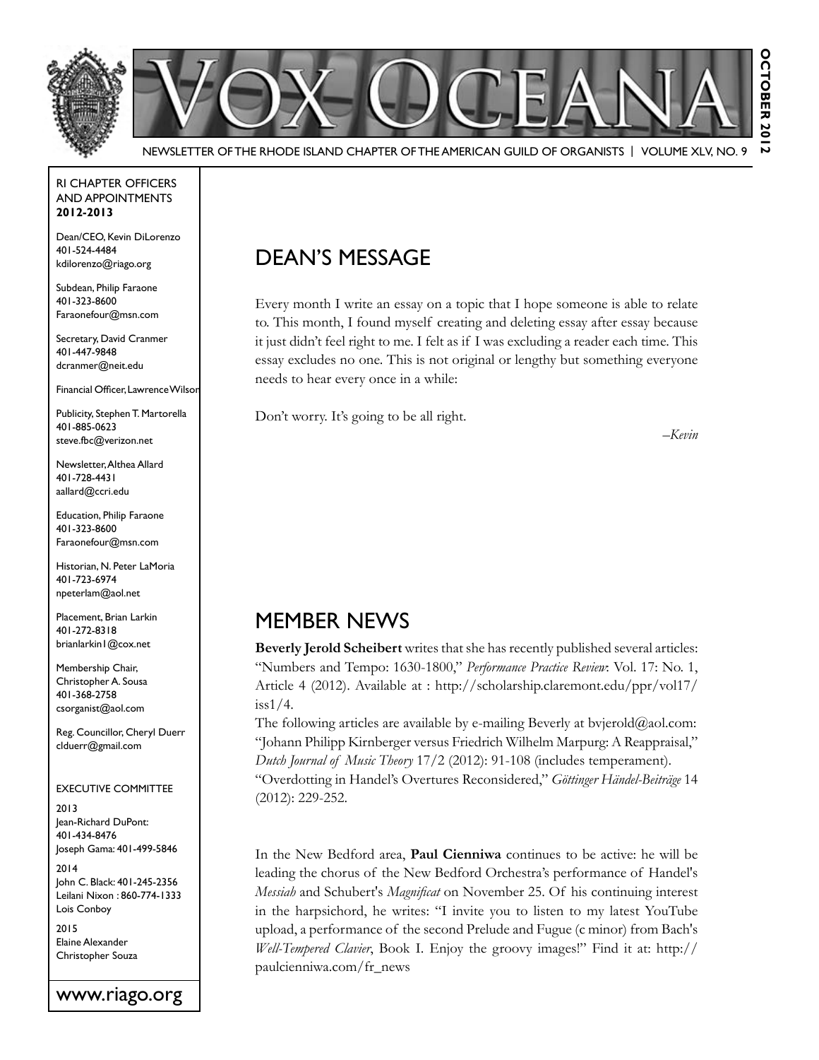# VOX OCEANA

NEWSLETTER OF THE RHODE ISLAND CHAPTER OF THE AMERICAN GUILD OF ORGANISTS | VOLUME XLV, NO. 9

OCTOBER 2012

RI CHAPTER OFFICERS AND APPOINTMENTS
**2012-2013**

Dean/CEO, Kevin DiLorenzo
401-524-4484
kdilorenzo@riago.org

Subdean, Philip Faraone
401-323-8600
Faraonefour@msn.com

Secretary, David Cranmer
401-447-9848
dcranmer@neit.edu

Financial Officer, Lawrence Wilson

Publicity, Stephen T. Martorella
401-885-0623
steve.fbc@verizon.net

Newsletter, Althea Allard
401-728-4431
aallard@ccri.edu

Education, Philip Faraone
401-323-8600
Faraonefour@msn.com

Historian, N. Peter LaMoria
401-723-6974
npeterlam@aol.net

Placement, Brian Larkin
401-272-8318
brianlarkin1@cox.net

Membership Chair,
Christopher A. Sousa
401-368-2758
csorganist@aol.com

Reg. Councillor, Cheryl Duerr
clduerr@gmail.com

EXECUTIVE COMMITTEE

2013
Jean-Richard DuPont: 401-434-8476
Joseph Gama: 401-499-5846

2014
John C. Black: 401-245-2356
Leilani Nixon : 860-774-1333
Lois Conboy

2015
Elaine Alexander
Christopher Souza

www.riago.org

## DEAN'S MESSAGE

Every month I write an essay on a topic that I hope someone is able to relate to. This month, I found myself creating and deleting essay after essay because it just didn't feel right to me. I felt as if I was excluding a reader each time. This essay excludes no one. This is not original or lengthy but something everyone needs to hear every once in a while:

Don't worry. It's going to be all right.

*–Kevin*

## MEMBER NEWS

**Beverly Jerold Scheibert** writes that she has recently published several articles: "Numbers and Tempo: 1630-1800," *Performance Practice Review*: Vol. 17: No. 1, Article 4 (2012). Available at : http://scholarship.claremont.edu/ppr/vol17/iss1/4.

The following articles are available by e-mailing Beverly at bvjerold@aol.com:
"Johann Philipp Kirnberger versus Friedrich Wilhelm Marpurg: A Reappraisal," *Dutch Journal of Music Theory* 17/2 (2012): 91-108 (includes temperament).
"Overdotting in Handel's Overtures Reconsidered," *Göttinger Händel-Beiträge* 14 (2012): 229-252.

In the New Bedford area, **Paul Cienniwa** continues to be active: he will be leading the chorus of the New Bedford Orchestra's performance of Handel's *Messiah* and Schubert's *Magnificat* on November 25. Of his continuing interest in the harpsichord, he writes: "I invite you to listen to my latest YouTube upload, a performance of the second Prelude and Fugue (c minor) from Bach's *Well-Tempered Clavier*, Book I. Enjoy the groovy images!" Find it at: http://paulcienniwa.com/fr_news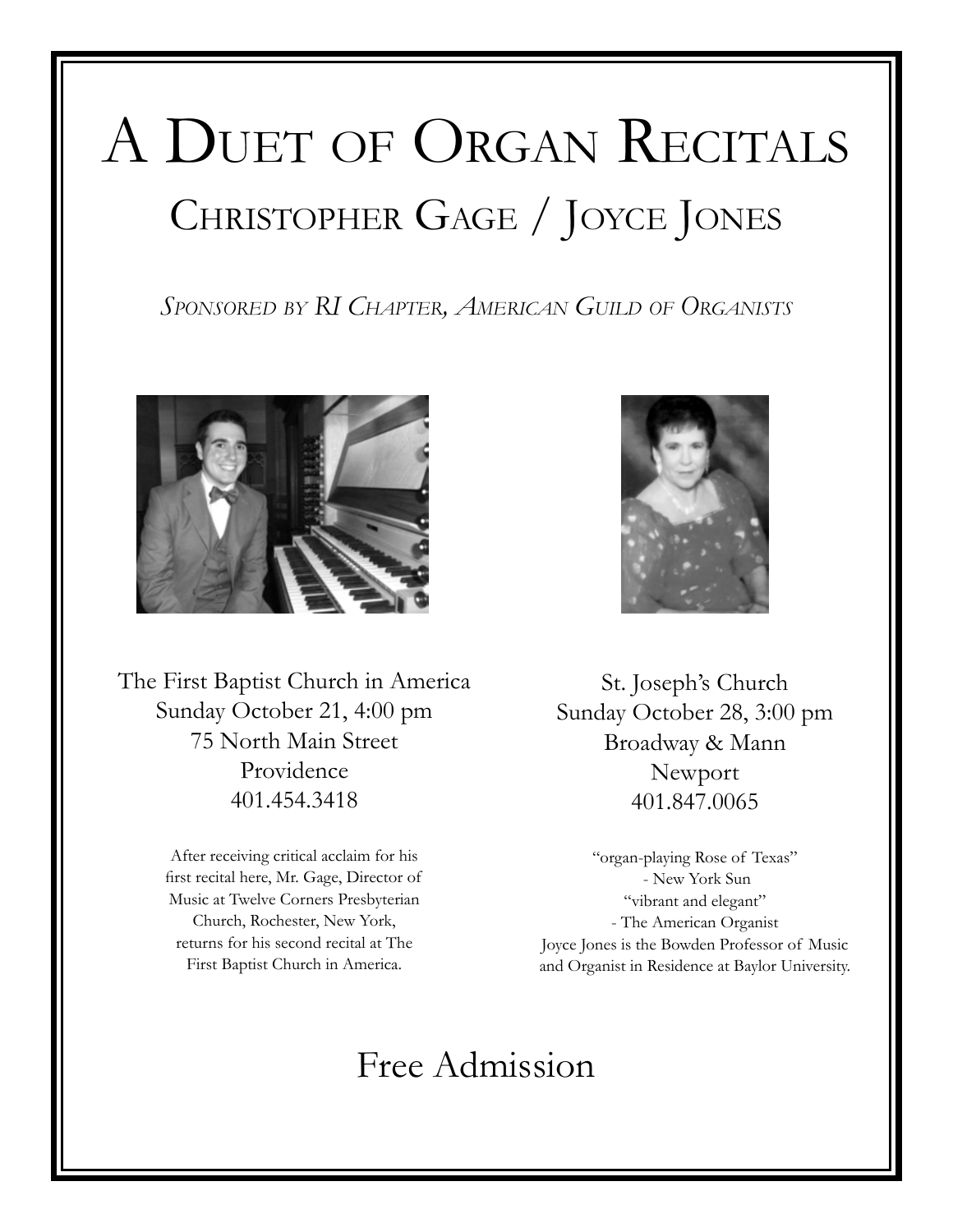# A Duet of Organ Recitals

## Christopher Gage / Joyce Jones

*Sponsored by RI Chapter, American Guild of Organists*

The First Baptist Church in America
Sunday October 21, 4:00 pm
75 North Main Street
Providence
401.454.3418

After receiving critical acclaim for his first recital here, Mr. Gage, Director of Music at Twelve Corners Presbyterian Church, Rochester, New York, returns for his second recital at The First Baptist Church in America.

St. Joseph's Church
Sunday October 28, 3:00 pm
Broadway & Mann
Newport
401.847.0065

"organ-playing Rose of Texas"
- New York Sun
"vibrant and elegant"
- The American Organist
Joyce Jones is the Bowden Professor of Music and Organist in Residence at Baylor University.

Free Admission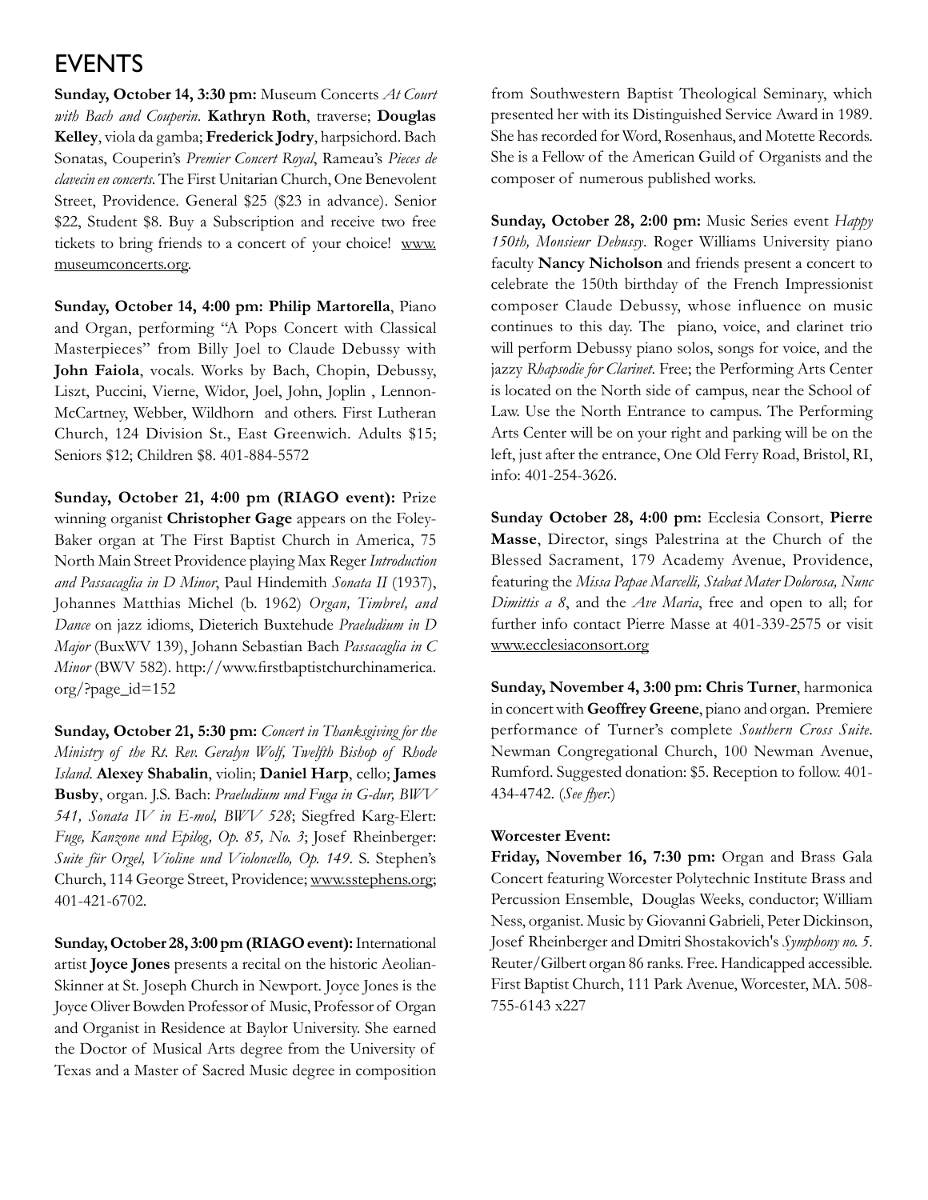# EVENTS

**Sunday, October 14, 3:30 pm:** Museum Concerts *At Court with Bach and Couperin*. **Kathryn Roth**, traverse; **Douglas Kelley**, viola da gamba; **Frederick Jodry**, harpsichord. Bach Sonatas, Couperin's *Premier Concert Royal*, Rameau's *Pieces de clavecin en concerts*. The First Unitarian Church, One Benevolent Street, Providence. General $25 ($23 in advance). Senior $22, Student $8. Buy a Subscription and receive two free tickets to bring friends to a concert of your choice! www.museumconcerts.org.

**Sunday, October 14, 4:00 pm: Philip Martorella**, Piano and Organ, performing "A Pops Concert with Classical Masterpieces" from Billy Joel to Claude Debussy with **John Faiola**, vocals. Works by Bach, Chopin, Debussy, Liszt, Puccini, Vierne, Widor, Joel, John, Joplin , Lennon-McCartney, Webber, Wildhorn and others. First Lutheran Church, 124 Division St., East Greenwich. Adults $15; Seniors $12; Children $8. 401-884-5572

**Sunday, October 21, 4:00 pm (RIAGO event):** Prize winning organist **Christopher Gage** appears on the Foley-Baker organ at The First Baptist Church in America, 75 North Main Street Providence playing Max Reger *Introduction and Passacaglia in D Minor*, Paul Hindemith *Sonata II* (1937), Johannes Matthias Michel (b. 1962) *Organ, Timbrel, and Dance* on jazz idioms, Dieterich Buxtehude *Praeludium in D Major* (BuxWV 139), Johann Sebastian Bach *Passacaglia in C Minor* (BWV 582). http://www.firstbaptistchurchinamerica.org/?page_id=152

**Sunday, October 21, 5:30 pm:** *Concert in Thanksgiving for the Ministry of the Rt. Rev. Geralyn Wolf, Twelfth Bishop of Rhode Island*. **Alexey Shabalin**, violin; **Daniel Harp**, cello; **James Busby**, organ. J.S. Bach: *Praeludium und Fuga in G-dur, BWV 541, Sonata IV in E-mol, BWV 528*; Siegfred Karg-Elert: *Fuge, Kanzone und Epilog, Op. 85, No. 3*; Josef Rheinberger: *Suite für Orgel, Violine und Violoncello, Op. 149*. S. Stephen's Church, 114 George Street, Providence; www.sstephens.org; 401-421-6702.

**Sunday, October 28, 3:00 pm (RIAGO event):** International artist **Joyce Jones** presents a recital on the historic Aeolian-Skinner at St. Joseph Church in Newport. Joyce Jones is the Joyce Oliver Bowden Professor of Music, Professor of Organ and Organist in Residence at Baylor University. She earned the Doctor of Musical Arts degree from the University of Texas and a Master of Sacred Music degree in composition from Southwestern Baptist Theological Seminary, which presented her with its Distinguished Service Award in 1989. She has recorded for Word, Rosenhaus, and Motette Records. She is a Fellow of the American Guild of Organists and the composer of numerous published works.

**Sunday, October 28, 2:00 pm:** Music Series event *Happy 150th, Monsieur Debussy*. Roger Williams University piano faculty **Nancy Nicholson** and friends present a concert to celebrate the 150th birthday of the French Impressionist composer Claude Debussy, whose influence on music continues to this day. The piano, voice, and clarinet trio will perform Debussy piano solos, songs for voice, and the jazzy *Rhapsodie for Clarinet*. Free; the Performing Arts Center is located on the North side of campus, near the School of Law. Use the North Entrance to campus. The Performing Arts Center will be on your right and parking will be on the left, just after the entrance, One Old Ferry Road, Bristol, RI, info: 401-254-3626.

**Sunday October 28, 4:00 pm:** Ecclesia Consort, **Pierre Masse**, Director, sings Palestrina at the Church of the Blessed Sacrament, 179 Academy Avenue, Providence, featuring the *Missa Papae Marcelli, Stabat Mater Dolorosa, Nunc Dimittis a 8*, and the *Ave Maria*, free and open to all; for further info contact Pierre Masse at 401-339-2575 or visit www.ecclesiaconsort.org

**Sunday, November 4, 3:00 pm: Chris Turner**, harmonica in concert with **Geoffrey Greene**, piano and organ. Premiere performance of Turner's complete *Southern Cross Suite*. Newman Congregational Church, 100 Newman Avenue, Rumford. Suggested donation: $5. Reception to follow. 401-434-4742. (*See flyer.*)

**Worcester Event:**

**Friday, November 16, 7:30 pm:** Organ and Brass Gala Concert featuring Worcester Polytechnic Institute Brass and Percussion Ensemble, Douglas Weeks, conductor; William Ness, organist. Music by Giovanni Gabrieli, Peter Dickinson, Josef Rheinberger and Dmitri Shostakovich's *Symphony no. 5*. Reuter/Gilbert organ 86 ranks. Free. Handicapped accessible. First Baptist Church, 111 Park Avenue, Worcester, MA. 508-755-6143 x227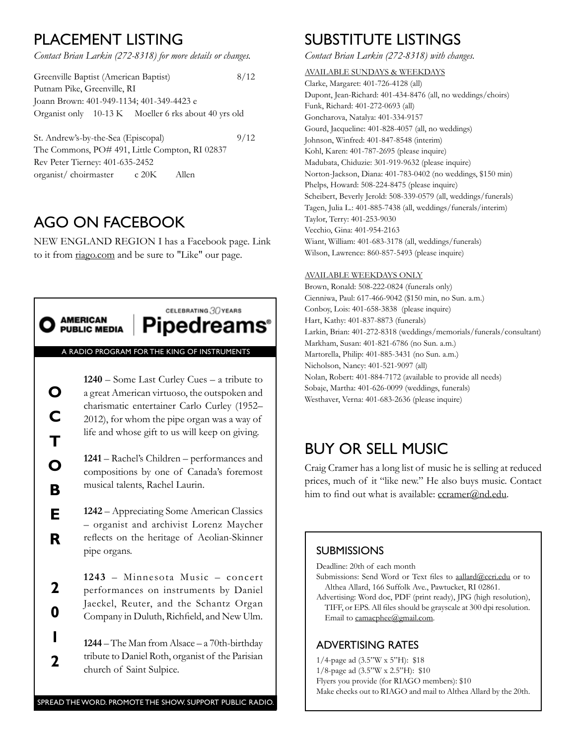## PLACEMENT LISTING

*Contact Brian Larkin (272-8318) for more details or changes.*

Greenville Baptist (American Baptist) 8/12
Putnam Pike, Greenville, RI
Joann Brown: 401-949-1134; 401-349-4423 e
Organist only 10-13 K Moeller 6 rks about 40 yrs old

St. Andrew's-by-the-Sea (Episcopal) 9/12
The Commons, PO# 491, Little Compton, RI 02837
Rev Peter Tierney: 401-635-2452
organist/ choirmaster c 20K Allen

## AGO ON FACEBOOK

NEW ENGLAND REGION I has a Facebook page. Link to it from riago.com and be sure to "Like" our page.

AMERICAN PUBLIC MEDIA | CELEBRATING 30 YEARS **Pipedreams**®

A RADIO PROGRAM FOR THE KING OF INSTRUMENTS

**OCTOBER 2012**

**1240** – Some Last Curley Cues – a tribute to a great American virtuoso, the outspoken and charismatic entertainer Carlo Curley (1952–2012), for whom the pipe organ was a way of life and whose gift to us will keep on giving.

**1241** – Rachel's Children – performances and compositions by one of Canada's foremost musical talents, Rachel Laurin.

**1242** – Appreciating Some American Classics – organist and archivist Lorenz Maycher reflects on the heritage of Aeolian-Skinner pipe organs.

**1243** – Minnesota Music – concert performances on instruments by Daniel Jaeckel, Reuter, and the Schantz Organ Company in Duluth, Richfield, and New Ulm.

**1244** – The Man from Alsace – a 70th-birthday tribute to Daniel Roth, organist of the Parisian church of Saint Sulpice.

SPREAD THE WORD. PROMOTE THE SHOW. SUPPORT PUBLIC RADIO.

## SUBSTITUTE LISTINGS

*Contact Brian Larkin (272-8318) with changes.*

AVAILABLE SUNDAYS & WEEKDAYS

Clarke, Margaret: 401-726-4128 (all)
Dupont, Jean-Richard: 401-434-8476 (all, no weddings/choirs)
Funk, Richard: 401-272-0693 (all)
Goncharova, Natalya: 401-334-9157
Gourd, Jacqueline: 401-828-4057 (all, no weddings)
Johnson, Winfred: 401-847-8548 (interim)
Kohl, Karen: 401-787-2695 (please inquire)
Madubata, Chiduzie: 301-919-9632 (please inquire)
Norton-Jackson, Diana: 401-783-0402 (no weddings, $150 min)
Phelps, Howard: 508-224-8475 (please inquire)
Scheibert, Beverly Jerold: 508-339-0579 (all, weddings/funerals)
Tagen, Julia L.: 401-885-7438 (all, weddings/funerals/interim)
Taylor, Terry: 401-253-9030
Vecchio, Gina: 401-954-2163
Wiant, William: 401-683-3178 (all, weddings/funerals)
Wilson, Lawrence: 860-857-5493 (please inquire)

AVAILABLE WEEKDAYS ONLY

Brown, Ronald: 508-222-0824 (funerals only)
Cienniwa, Paul: 617-466-9042 ($150 min, no Sun. a.m.)
Conboy, Lois: 401-658-3838 (please inquire)
Hart, Kathy: 401-837-8873 (funerals)
Larkin, Brian: 401-272-8318 (weddings/memorials/funerals/consultant)
Markham, Susan: 401-821-6786 (no Sun. a.m.)
Martorella, Philip: 401-885-3431 (no Sun. a.m.)
Nicholson, Nancy: 401-521-9097 (all)
Nolan, Robert: 401-884-7172 (available to provide all needs)
Sobaje, Martha: 401-626-0099 (weddings, funerals)
Westhaver, Verna: 401-683-2636 (please inquire)

## BUY OR SELL MUSIC

Craig Cramer has a long list of music he is selling at reduced prices, much of it "like new." He also buys music. Contact him to find out what is available: ccramer@nd.edu.

### SUBMISSIONS

Deadline: 20th of each month
Submissions: Send Word or Text files to aallard@ccri.edu or to Althea Allard, 166 Suffolk Ave., Pawtucket, RI 02861.
Advertising: Word doc, PDF (print ready), JPG (high resolution), TIFF, or EPS. All files should be grayscale at 300 dpi resolution. Email to camacphee@gmail.com.

### ADVERTISING RATES

1/4-page ad (3.5"W x 5"H): $18
1/8-page ad (3.5"W x 2.5"H): $10
Flyers you provide (for RIAGO members): $10
Make checks out to RIAGO and mail to Althea Allard by the 20th.